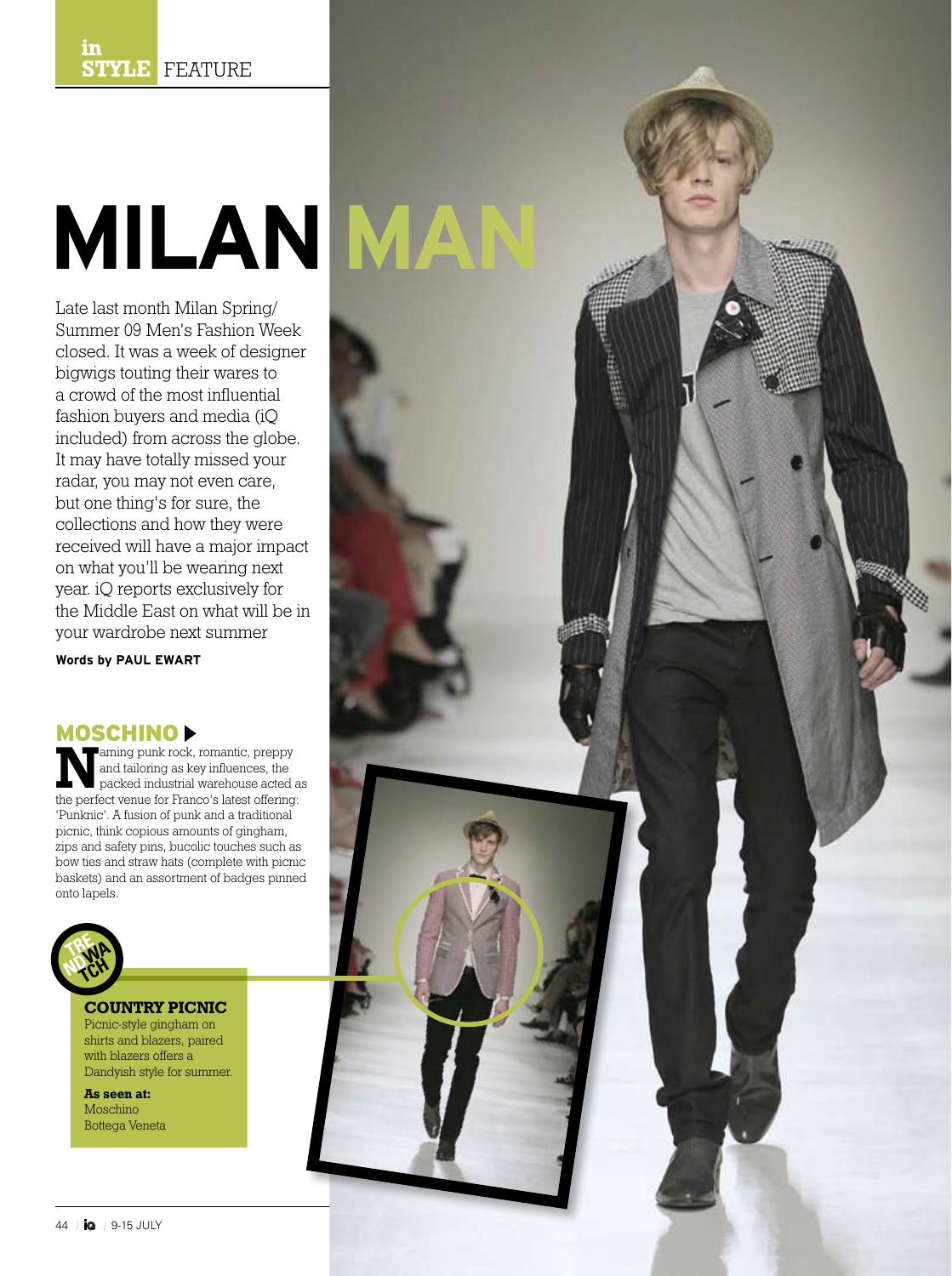in STYLE FEATURE

# MILAN MAN

Late last month Milan Spring/Summer 09 Men's Fashion Week closed. It was a week of designer bigwigs touting their wares to a crowd of the most influential fashion buyers and media (iQ included) from across the globe. It may have totally missed your radar, you may not even care, but one thing's for sure, the collections and how they were received will have a major impact on what you'll be wearing next year. iQ reports exclusively for the Middle East on what will be in your wardrobe next summer

**Words by PAUL EWART**

## MOSCHINO ▶

Naming punk rock, romantic, preppy and tailoring as key influences, the packed industrial warehouse acted as the perfect venue for Franco's latest offering: 'Punknic'. A fusion of punk and a traditional picnic, think copious amounts of gingham, zips and safety pins, bucolic touches such as bow ties and straw hats (complete with picnic baskets) and an assortment of badges pinned onto lapels.

TRENDWATCH

### COUNTRY PICNIC

Picnic-style gingham on shirts and blazers, paired with blazers offers a Dandyish style for summer.

**As seen at:**
Moschino
Bottega Veneta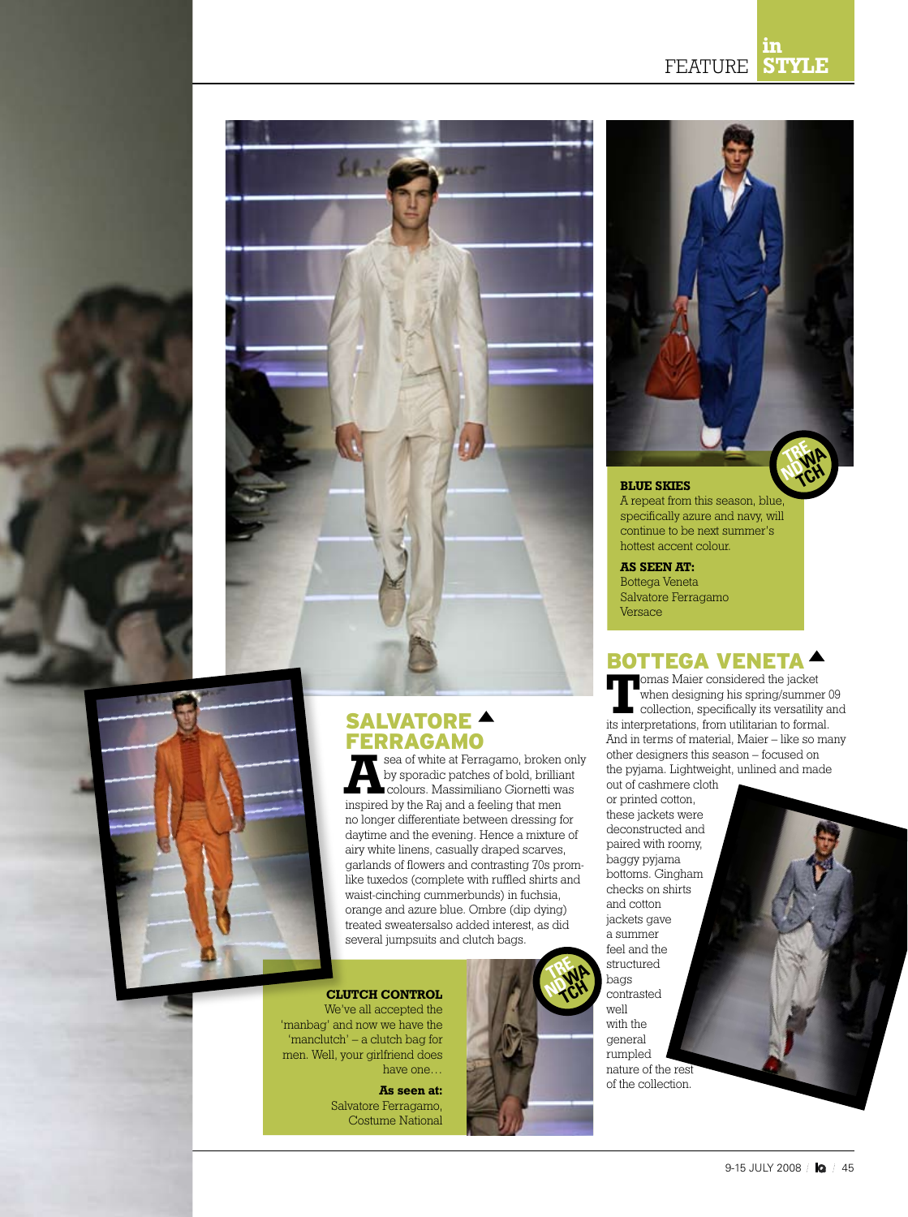## SALVATORE FERRAGAMO

A sea of white at Ferragamo, broken only by sporadic patches of bold, brilliant colours. Massimiliano Giornetti was inspired by the Raj and a feeling that men no longer differentiate between dressing for daytime and the evening. Hence a mixture of airy white linens, casually draped scarves, garlands of flowers and contrasting 70s prom-like tuxedos (complete with ruffled shirts and waist-cinching cummerbunds) in fuchsia, orange and azure blue. Ombre (dip dying) treated sweatersalso added interest, as did several jumpsuits and clutch bags.

**CLUTCH CONTROL**

We've all accepted the 'manbag' and now we have the 'manclutch' – a clutch bag for men. Well, your girlfriend does have one…

**As seen at:**
Salvatore Ferragamo,
Costume National

**BLUE SKIES**

A repeat from this season, blue, specifically azure and navy, will continue to be next summer's hottest accent colour.

**AS SEEN AT:**
Bottega Veneta
Salvatore Ferragamo
Versace

## BOTTEGA VENETA

Tomas Maier considered the jacket when designing his spring/summer 09 collection, specifically its versatility and its interpretations, from utilitarian to formal. And in terms of material, Maier – like so many other designers this season – focused on the pyjama. Lightweight, unlined and made out of cashmere cloth or printed cotton, these jackets were deconstructed and paired with roomy, baggy pyjama bottoms. Gingham checks on shirts and cotton jackets gave a summer feel and the structured bags contrasted well with the general rumpled nature of the rest of the collection.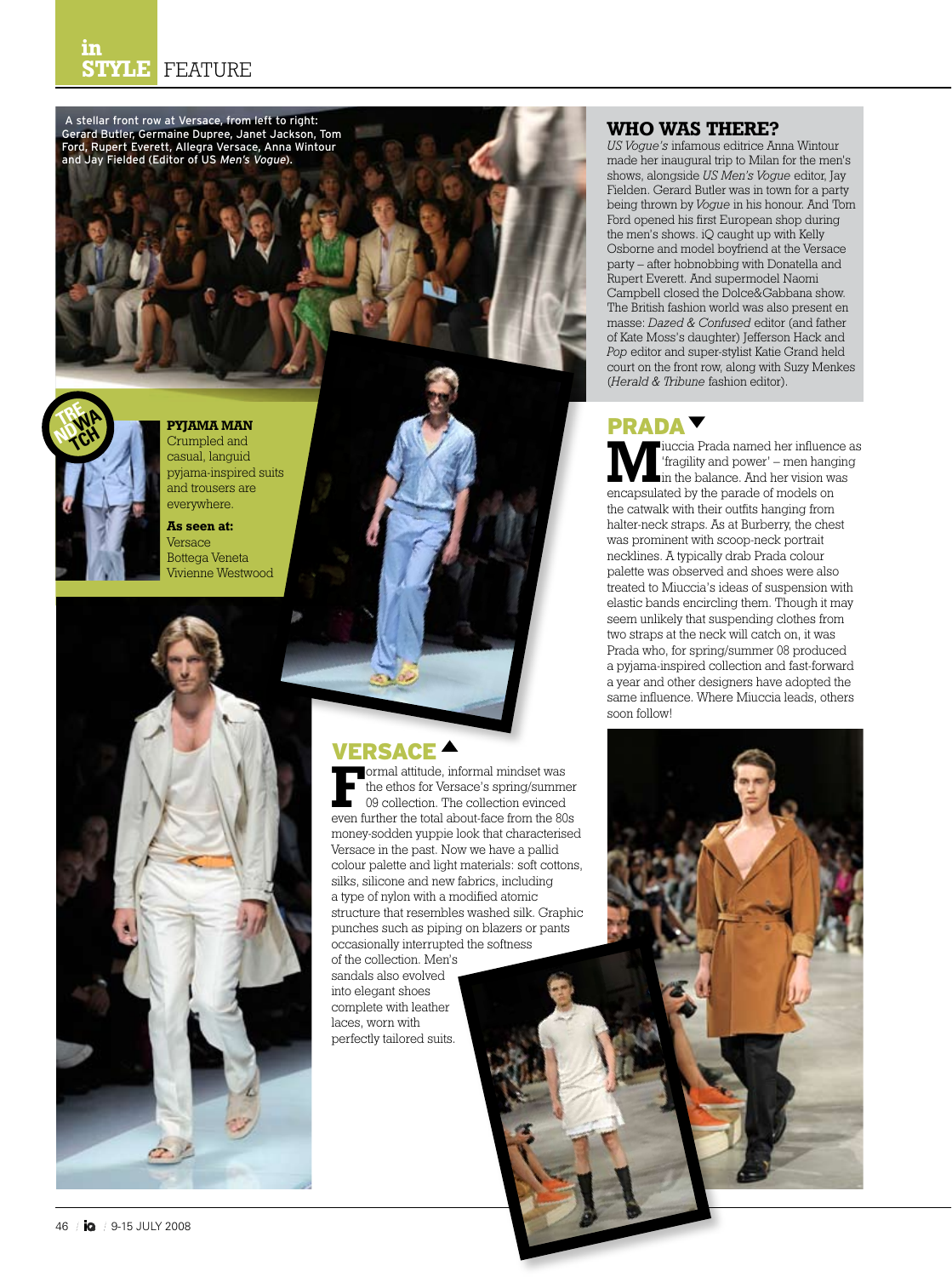A stellar front row at Versace, from left to right: Gerard Butler, Germaine Dupree, Janet Jackson, Tom Ford, Rupert Everett, Allegra Versace, Anna Wintour and Jay Fielded (Editor of US *Men's Vogue*).

## WHO WAS THERE?

*US Vogue's* infamous editrice Anna Wintour made her inaugural trip to Milan for the men's shows, alongside *US Men's Vogue* editor, Jay Fielden. Gerard Butler was in town for a party being thrown by *Vogue* in his honour. And Tom Ford opened his first European shop during the men's shows. iQ caught up with Kelly Osborne and model boyfriend at the Versace party – after hobnobbing with Donatella and Rupert Everett. And supermodel Naomi Campbell closed the Dolce&Gabbana show. The British fashion world was also present en masse: *Dazed & Confused* editor (and father of Kate Moss's daughter) Jefferson Hack and *Pop* editor and super-stylist Katie Grand held court on the front row, along with Suzy Menkes (*Herald & Tribune* fashion editor).

**TREND WATCH**

**PYJAMA MAN**

Crumpled and casual, languid pyjama-inspired suits and trousers are everywhere.

**As seen at:**
Versace
Bottega Veneta
Vivienne Westwood

## PRADA ▼

Miuccia Prada named her influence as 'fragility and power' – men hanging in the balance. And her vision was encapsulated by the parade of models on the catwalk with their outfits hanging from halter-neck straps. As at Burberry, the chest was prominent with scoop-neck portrait necklines. A typically drab Prada colour palette was observed and shoes were also treated to Miuccia's ideas of suspension with elastic bands encircling them. Though it may seem unlikely that suspending clothes from two straps at the neck will catch on, it was Prada who, for spring/summer 08 produced a pyjama-inspired collection and fast-forward a year and other designers have adopted the same influence. Where Miuccia leads, others soon follow!

## VERSACE ▲

Formal attitude, informal mindset was the ethos for Versace's spring/summer 09 collection. The collection evinced even further the total about-face from the 80s money-sodden yuppie look that characterised Versace in the past. Now we have a pallid colour palette and light materials: soft cottons, silks, silicone and new fabrics, including a type of nylon with a modified atomic structure that resembles washed silk. Graphic punches such as piping on blazers or pants occasionally interrupted the softness of the collection. Men's sandals also evolved into elegant shoes complete with leather laces, worn with perfectly tailored suits.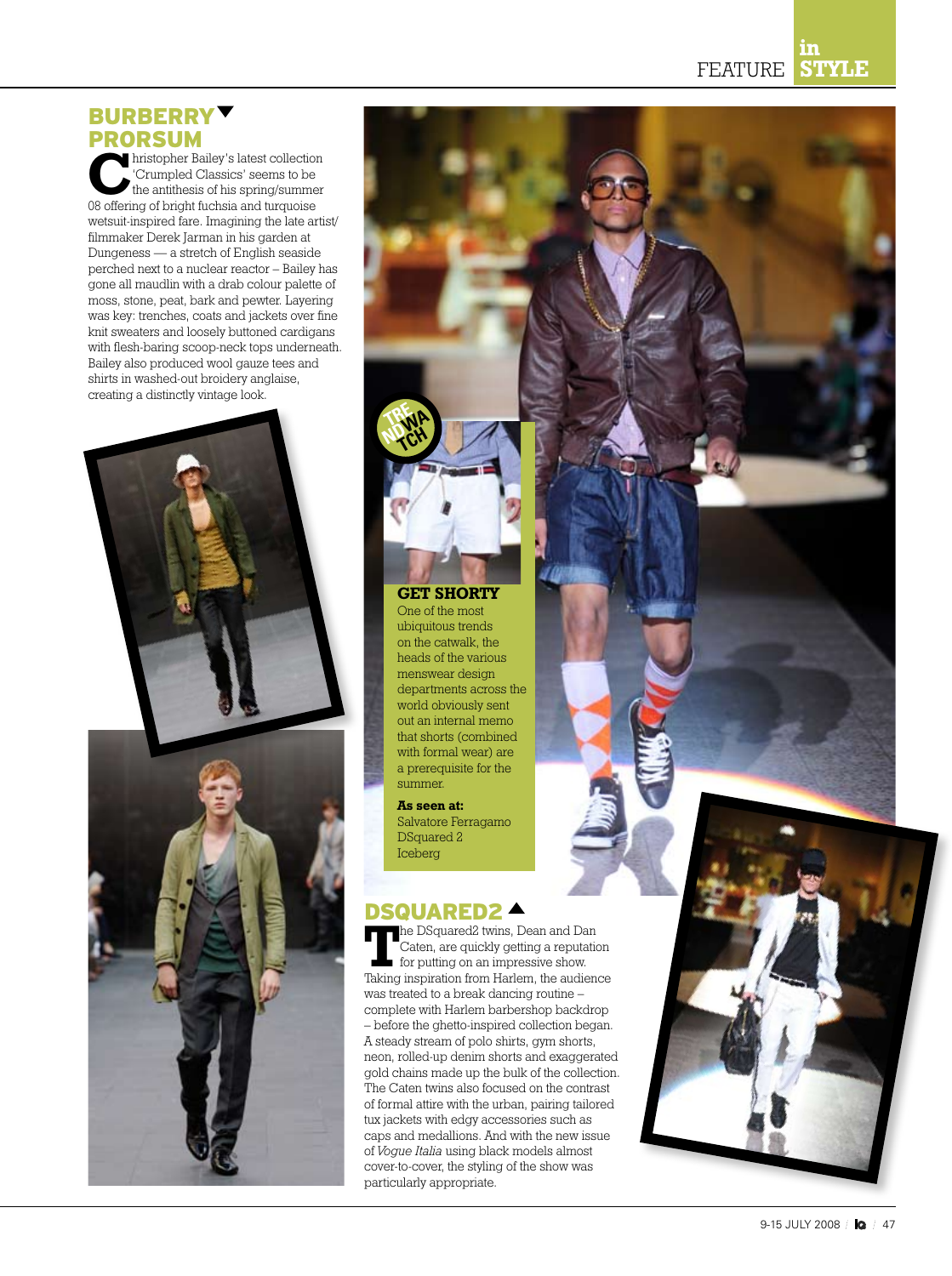## BURBERRY PRORSUM ▼

Christopher Bailey's latest collection 'Crumpled Classics' seems to be the antithesis of his spring/summer 08 offering of bright fuchsia and turquoise wetsuit-inspired fare. Imagining the late artist/filmmaker Derek Jarman in his garden at Dungeness — a stretch of English seaside perched next to a nuclear reactor – Bailey has gone all maudlin with a drab colour palette of moss, stone, peat, bark and pewter. Layering was key: trenches, coats and jackets over fine knit sweaters and loosely buttoned cardigans with flesh-baring scoop-neck tops underneath. Bailey also produced wool gauze tees and shirts in washed-out broidery anglaise, creating a distinctly vintage look.

TRENDWATCH

### GET SHORTY

One of the most ubiquitous trends on the catwalk, the heads of the various menswear design departments across the world obviously sent out an internal memo that shorts (combined with formal wear) are a prerequisite for the summer.

**As seen at:**
Salvatore Ferragamo
DSquared 2
Iceberg

## DSQUARED2 ▲

The DSquared2 twins, Dean and Dan Caten, are quickly getting a reputation for putting on an impressive show. Taking inspiration from Harlem, the audience was treated to a break dancing routine – complete with Harlem barbershop backdrop – before the ghetto-inspired collection began. A steady stream of polo shirts, gym shorts, neon, rolled-up denim shorts and exaggerated gold chains made up the bulk of the collection. The Caten twins also focused on the contrast of formal attire with the urban, pairing tailored tux jackets with edgy accessories such as caps and medallions. And with the new issue of *Vogue Italia* using black models almost cover-to-cover, the styling of the show was particularly appropriate.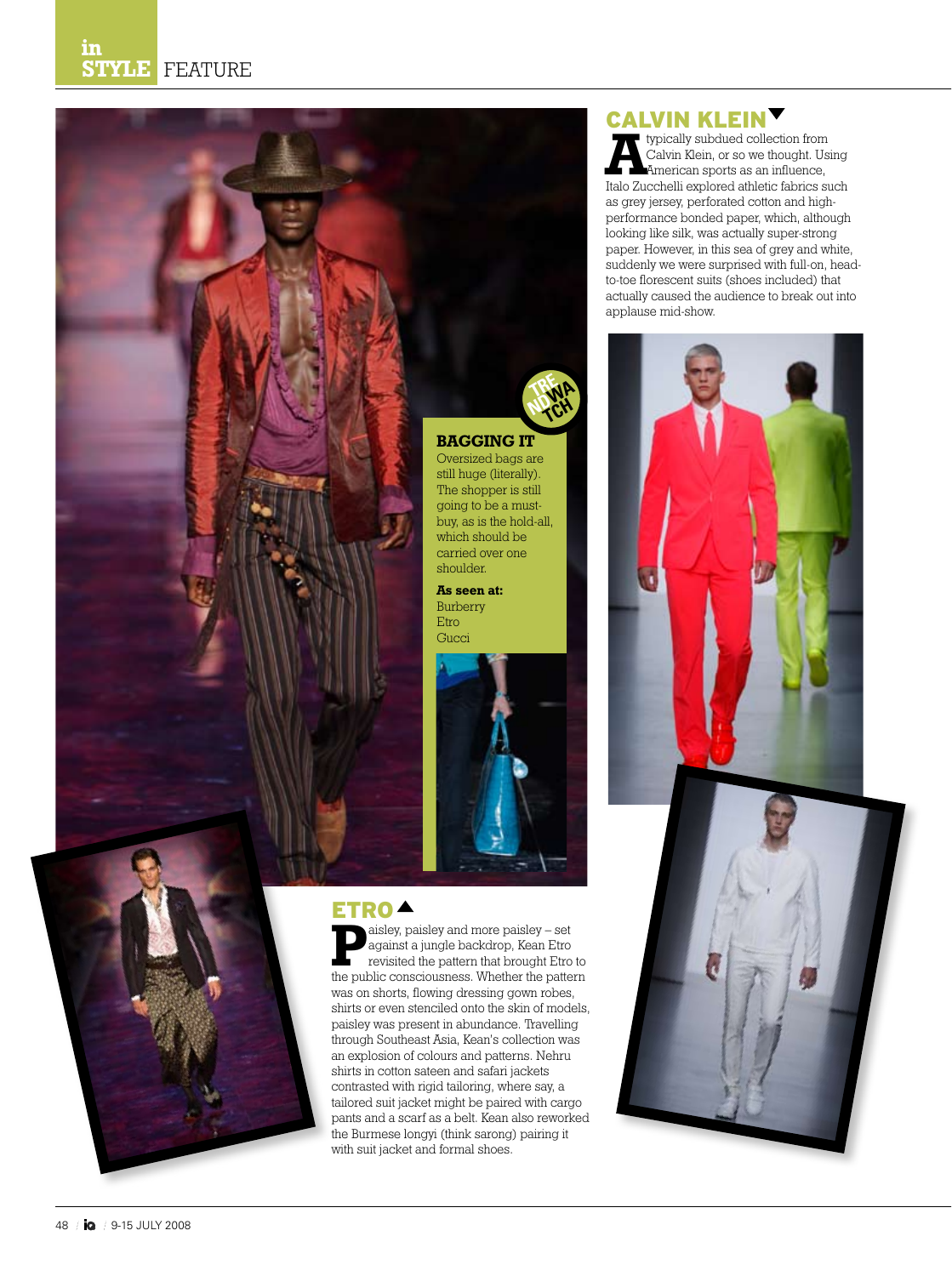## CALVIN KLEIN

A typically subdued collection from Calvin Klein, or so we thought. Using American sports as an influence, Italo Zucchelli explored athletic fabrics such as grey jersey, perforated cotton and high-performance bonded paper, which, although looking like silk, was actually super-strong paper. However, in this sea of grey and white, suddenly we were surprised with full-on, head-to-toe florescent suits (shoes included) that actually caused the audience to break out into applause mid-show.

### BAGGING IT

TREND WATCH

Oversized bags are still huge (literally). The shopper is still going to be a must-buy, as is the hold-all, which should be carried over one shoulder.

**As seen at:**
Burberry
Etro
Gucci

## ETRO

Paisley, paisley and more paisley – set against a jungle backdrop, Kean Etro revisited the pattern that brought Etro to the public consciousness. Whether the pattern was on shorts, flowing dressing gown robes, shirts or even stenciled onto the skin of models, paisley was present in abundance. Travelling through Southeast Asia, Kean's collection was an explosion of colours and patterns. Nehru shirts in cotton sateen and safari jackets contrasted with rigid tailoring, where say, a tailored suit jacket might be paired with cargo pants and a scarf as a belt. Kean also reworked the Burmese longyi (think sarong) pairing it with suit jacket and formal shoes.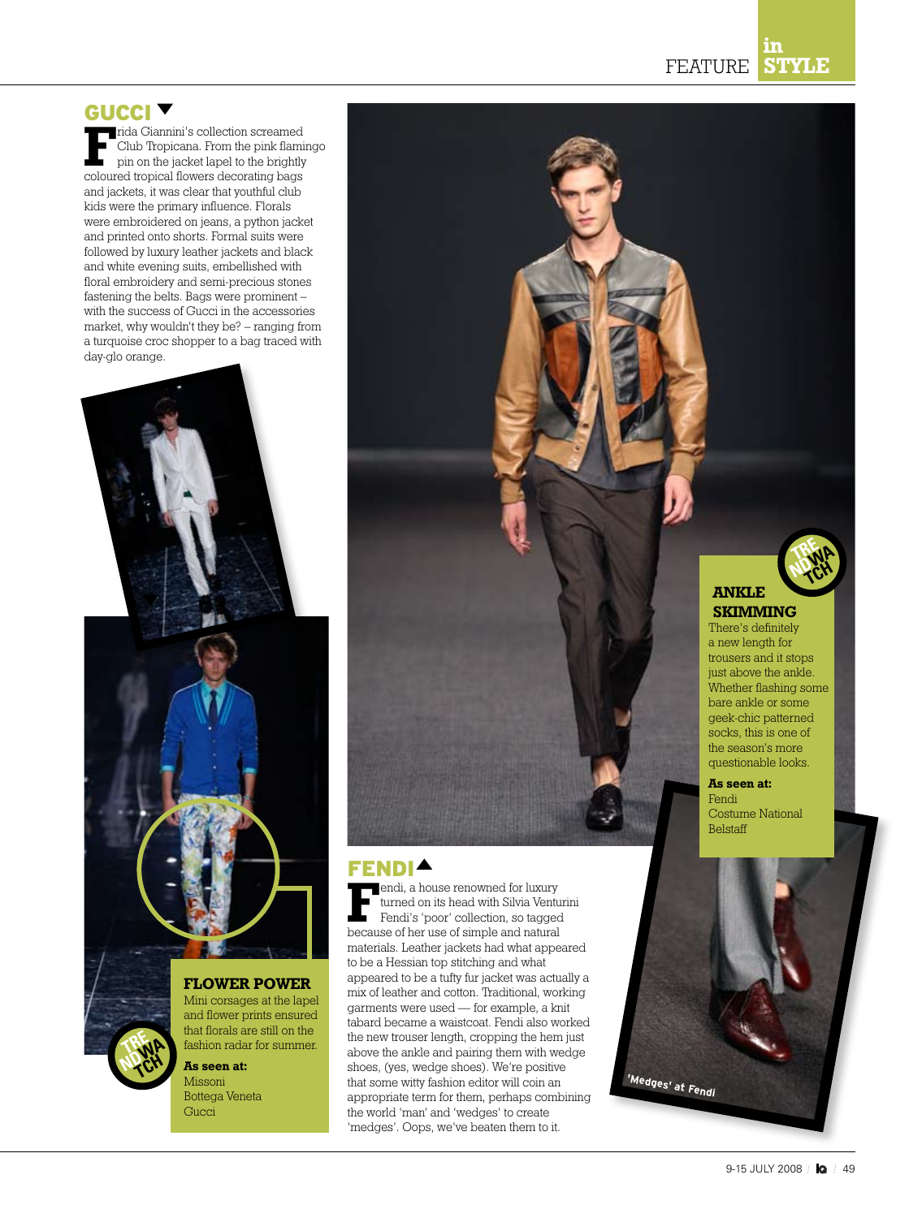## GUCCI ▼

Frida Giannini's collection screamed Club Tropicana. From the pink flamingo pin on the jacket lapel to the brightly coloured tropical flowers decorating bags and jackets, it was clear that youthful club kids were the primary influence. Florals were embroidered on jeans, a python jacket and printed onto shorts. Formal suits were followed by luxury leather jackets and black and white evening suits, embellished with floral embroidery and semi-precious stones fastening the belts. Bags were prominent – with the success of Gucci in the accessories market, why wouldn't they be? – ranging from a turquoise croc shopper to a bag traced with day-glo orange.

### FLOWER POWER

Mini corsages at the lapel and flower prints ensured that florals are still on the fashion radar for summer.

**As seen at:**
Missoni
Bottega Veneta
Gucci

## FENDI ▲

Fendi, a house renowned for luxury turned on its head with Silvia Venturini Fendi's 'poor' collection, so tagged because of her use of simple and natural materials. Leather jackets had what appeared to be a Hessian top stitching and what appeared to be a tufty fur jacket was actually a mix of leather and cotton. Traditional, working garments were used — for example, a knit tabard became a waistcoat. Fendi also worked the new trouser length, cropping the hem just above the ankle and pairing them with wedge shoes, (yes, wedge shoes). We're positive that some witty fashion editor will coin an appropriate term for them, perhaps combining the world 'man' and 'wedges' to create 'medges'. Oops, we've beaten them to it.

### ANKLE SKIMMING

There's definitely a new length for trousers and it stops just above the ankle. Whether flashing some bare ankle or some geek-chic patterned socks, this is one of the season's more questionable looks.

**As seen at:**
Fendi
Costume National
Belstaff

'Medges' at Fendi